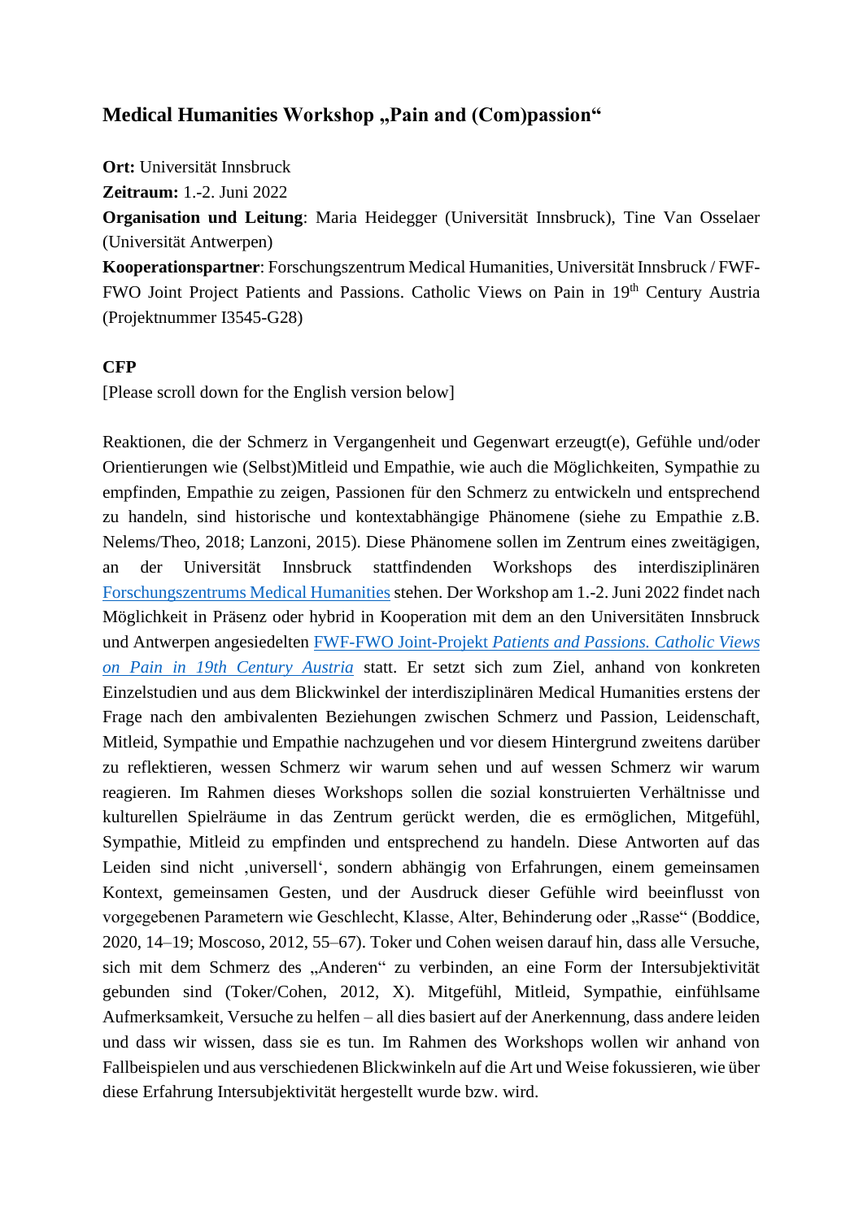## Medical Humanities Workshop „Pain and (Com)passion“

**Ort:** Universität Innsbruck
**Zeitraum:** 1.-2. Juni 2022
**Organisation und Leitung**: Maria Heidegger (Universität Innsbruck), Tine Van Osselaer (Universität Antwerpen)
**Kooperationspartner**: Forschungszentrum Medical Humanities, Universität Innsbruck / FWF-FWO Joint Project Patients and Passions. Catholic Views on Pain in 19th Century Austria (Projektnummer I3545-G28)

**CFP**
[Please scroll down for the English version below]

Reaktionen, die der Schmerz in Vergangenheit und Gegenwart erzeugt(e), Gefühle und/oder Orientierungen wie (Selbst)Mitleid und Empathie, wie auch die Möglichkeiten, Sympathie zu empfinden, Empathie zu zeigen, Passionen für den Schmerz zu entwickeln und entsprechend zu handeln, sind historische und kontextabhängige Phänomene (siehe zu Empathie z.B. Nelems/Theo, 2018; Lanzoni, 2015). Diese Phänomene sollen im Zentrum eines zweitägigen, an der Universität Innsbruck stattfindenden Workshops des interdisziplinären Forschungszentrums Medical Humanities stehen. Der Workshop am 1.-2. Juni 2022 findet nach Möglichkeit in Präsenz oder hybrid in Kooperation mit dem an den Universitäten Innsbruck und Antwerpen angesiedelten FWF-FWO Joint-Projekt *Patients and Passions. Catholic Views on Pain in 19th Century Austria* statt. Er setzt sich zum Ziel, anhand von konkreten Einzelstudien und aus dem Blickwinkel der interdisziplinären Medical Humanities erstens der Frage nach den ambivalenten Beziehungen zwischen Schmerz und Passion, Leidenschaft, Mitleid, Sympathie und Empathie nachzugehen und vor diesem Hintergrund zweitens darüber zu reflektieren, wessen Schmerz wir warum sehen und auf wessen Schmerz wir warum reagieren. Im Rahmen dieses Workshops sollen die sozial konstruierten Verhältnisse und kulturellen Spielräume in das Zentrum gerückt werden, die es ermöglichen, Mitgefühl, Sympathie, Mitleid zu empfinden und entsprechend zu handeln. Diese Antworten auf das Leiden sind nicht ‚universell‘, sondern abhängig von Erfahrungen, einem gemeinsamen Kontext, gemeinsamen Gesten, und der Ausdruck dieser Gefühle wird beeinflusst von vorgegebenen Parametern wie Geschlecht, Klasse, Alter, Behinderung oder „Rasse“ (Boddice, 2020, 14–19; Moscoso, 2012, 55–67). Toker und Cohen weisen darauf hin, dass alle Versuche, sich mit dem Schmerz des „Anderen“ zu verbinden, an eine Form der Intersubjektivität gebunden sind (Toker/Cohen, 2012, X). Mitgefühl, Mitleid, Sympathie, einfühlsame Aufmerksamkeit, Versuche zu helfen – all dies basiert auf der Anerkennung, dass andere leiden und dass wir wissen, dass sie es tun. Im Rahmen des Workshops wollen wir anhand von Fallbeispielen und aus verschiedenen Blickwinkeln auf die Art und Weise fokussieren, wie über diese Erfahrung Intersubjektivität hergestellt wurde bzw. wird.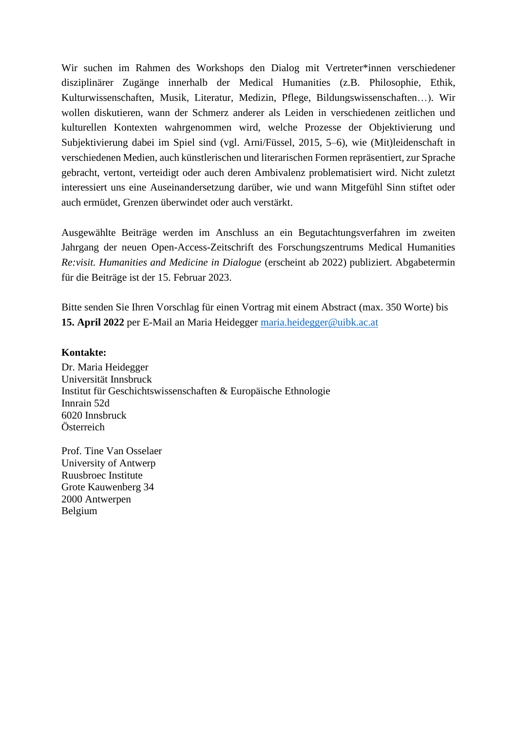Wir suchen im Rahmen des Workshops den Dialog mit Vertreter*innen verschiedener disziplinärer Zugänge innerhalb der Medical Humanities (z.B. Philosophie, Ethik, Kulturwissenschaften, Musik, Literatur, Medizin, Pflege, Bildungswissenschaften…). Wir wollen diskutieren, wann der Schmerz anderer als Leiden in verschiedenen zeitlichen und kulturellen Kontexten wahrgenommen wird, welche Prozesse der Objektivierung und Subjektivierung dabei im Spiel sind (vgl. Arni/Füssel, 2015, 5–6), wie (Mit)leidenschaft in verschiedenen Medien, auch künstlerischen und literarischen Formen repräsentiert, zur Sprache gebracht, vertont, verteidigt oder auch deren Ambivalenz problematisiert wird. Nicht zuletzt interessiert uns eine Auseinandersetzung darüber, wie und wann Mitgefühl Sinn stiftet oder auch ermüdet, Grenzen überwindet oder auch verstärkt.

Ausgewählte Beiträge werden im Anschluss an ein Begutachtungsverfahren im zweiten Jahrgang der neuen Open-Access-Zeitschrift des Forschungszentrums Medical Humanities *Re:visit. Humanities and Medicine in Dialogue* (erscheint ab 2022) publiziert. Abgabetermin für die Beiträge ist der 15. Februar 2023.

Bitte senden Sie Ihren Vorschlag für einen Vortrag mit einem Abstract (max. 350 Worte) bis **15. April 2022** per E-Mail an Maria Heidegger maria.heidegger@uibk.ac.at

**Kontakte:**

Dr. Maria Heidegger
Universität Innsbruck
Institut für Geschichtswissenschaften & Europäische Ethnologie
Innrain 52d
6020 Innsbruck
Österreich

Prof. Tine Van Osselaer
University of Antwerp
Ruusbroec Institute
Grote Kauwenberg 34
2000 Antwerpen
Belgium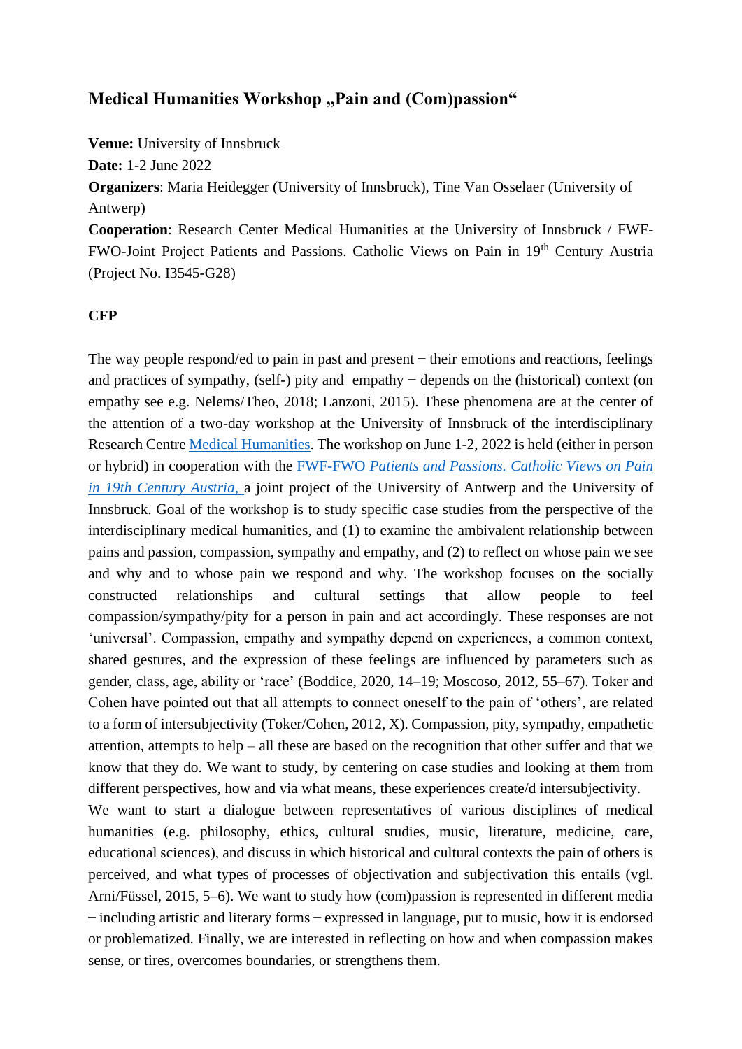## Medical Humanities Workshop „Pain and (Com)passion"

**Venue:** University of Innsbruck

**Date:** 1-2 June 2022

**Organizers**: Maria Heidegger (University of Innsbruck), Tine Van Osselaer (University of Antwerp)

**Cooperation**: Research Center Medical Humanities at the University of Innsbruck / FWF-FWO-Joint Project Patients and Passions. Catholic Views on Pain in 19th Century Austria (Project No. I3545-G28)

### CFP

The way people respond/ed to pain in past and present – their emotions and reactions, feelings and practices of sympathy, (self-) pity and empathy – depends on the (historical) context (on empathy see e.g. Nelems/Theo, 2018; Lanzoni, 2015). These phenomena are at the center of the attention of a two-day workshop at the University of Innsbruck of the interdisciplinary Research Centre Medical Humanities. The workshop on June 1-2, 2022 is held (either in person or hybrid) in cooperation with the FWF-FWO *Patients and Passions. Catholic Views on Pain in 19th Century Austria*, a joint project of the University of Antwerp and the University of Innsbruck. Goal of the workshop is to study specific case studies from the perspective of the interdisciplinary medical humanities, and (1) to examine the ambivalent relationship between pains and passion, compassion, sympathy and empathy, and (2) to reflect on whose pain we see and why and to whose pain we respond and why. The workshop focuses on the socially constructed relationships and cultural settings that allow people to feel compassion/sympathy/pity for a person in pain and act accordingly. These responses are not 'universal'. Compassion, empathy and sympathy depend on experiences, a common context, shared gestures, and the expression of these feelings are influenced by parameters such as gender, class, age, ability or 'race' (Boddice, 2020, 14–19; Moscoso, 2012, 55–67). Toker and Cohen have pointed out that all attempts to connect oneself to the pain of 'others', are related to a form of intersubjectivity (Toker/Cohen, 2012, X). Compassion, pity, sympathy, empathetic attention, attempts to help – all these are based on the recognition that other suffer and that we know that they do. We want to study, by centering on case studies and looking at them from different perspectives, how and via what means, these experiences create/d intersubjectivity.

We want to start a dialogue between representatives of various disciplines of medical humanities (e.g. philosophy, ethics, cultural studies, music, literature, medicine, care, educational sciences), and discuss in which historical and cultural contexts the pain of others is perceived, and what types of processes of objectivation and subjectivation this entails (vgl. Arni/Füssel, 2015, 5–6). We want to study how (com)passion is represented in different media – including artistic and literary forms – expressed in language, put to music, how it is endorsed or problematized. Finally, we are interested in reflecting on how and when compassion makes sense, or tires, overcomes boundaries, or strengthens them.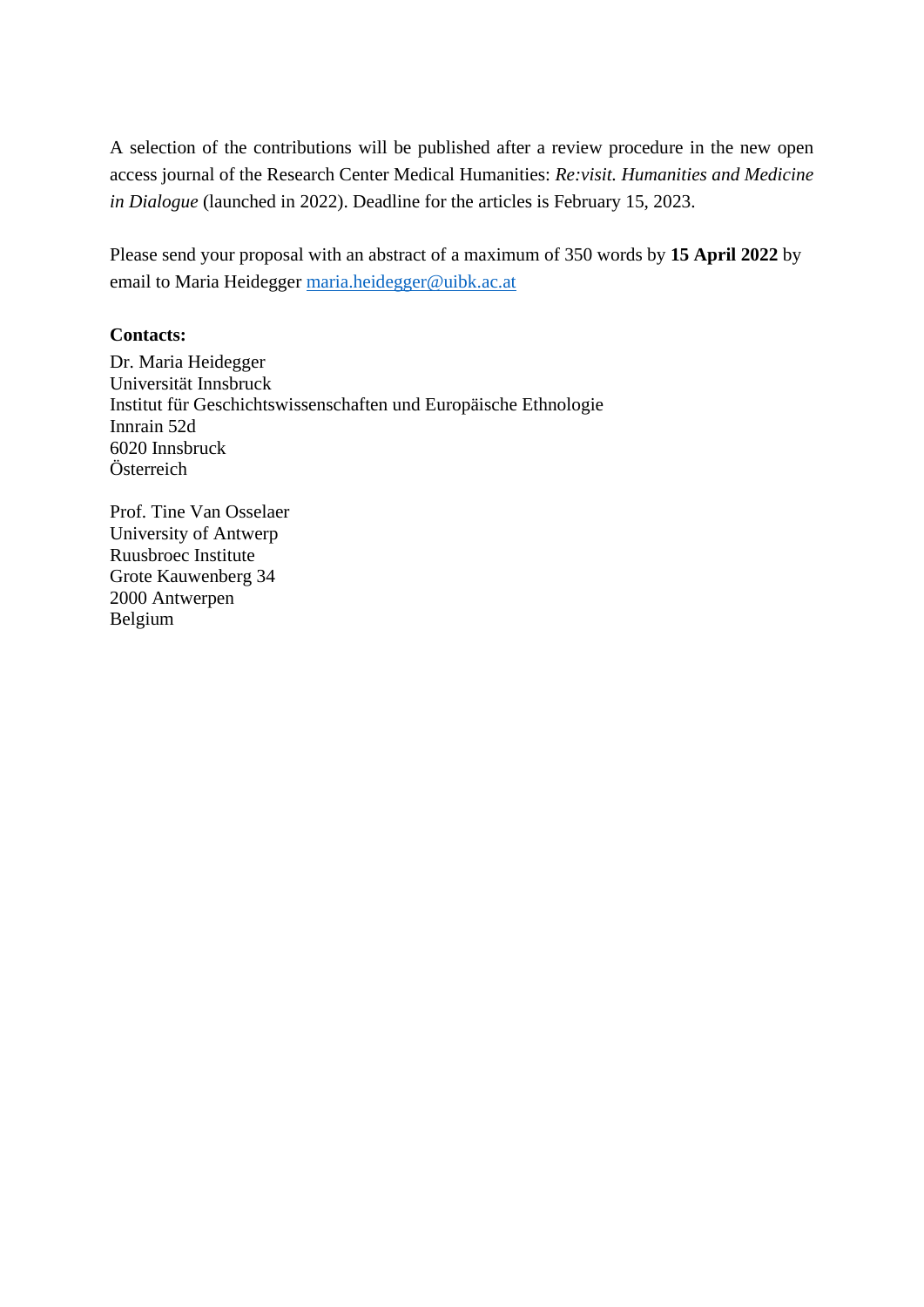A selection of the contributions will be published after a review procedure in the new open access journal of the Research Center Medical Humanities: *Re:visit. Humanities and Medicine in Dialogue* (launched in 2022). Deadline for the articles is February 15, 2023.

Please send your proposal with an abstract of a maximum of 350 words by **15 April 2022** by email to Maria Heidegger maria.heidegger@uibk.ac.at

**Contacts:**

Dr. Maria Heidegger  
Universität Innsbruck  
Institut für Geschichtswissenschaften und Europäische Ethnologie  
Innrain 52d  
6020 Innsbruck  
Österreich

Prof. Tine Van Osselaer  
University of Antwerp  
Ruusbroec Institute  
Grote Kauwenberg 34  
2000 Antwerpen  
Belgium